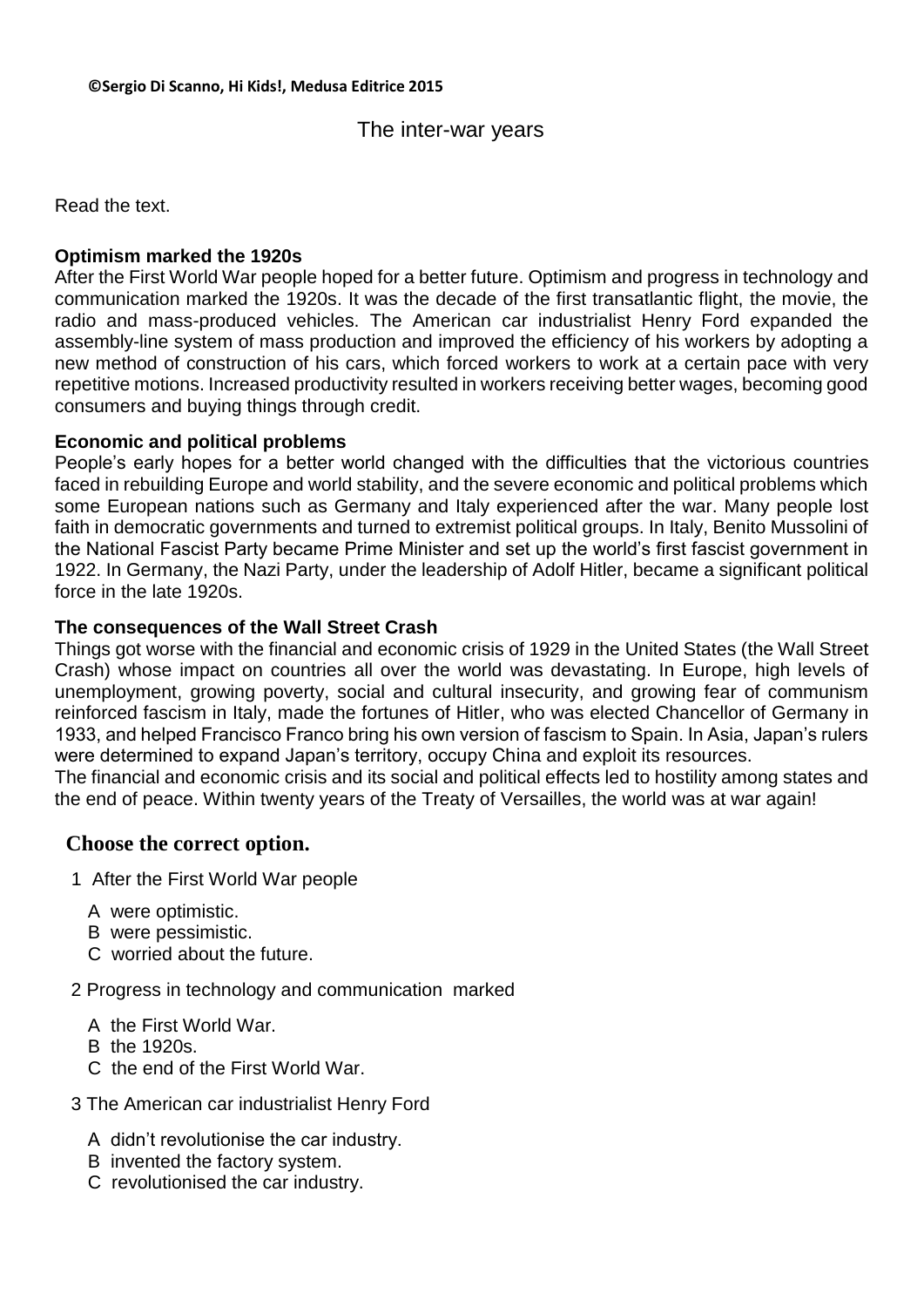**©Sergio Di Scanno, Hi Kids!, Medusa Editrice 2015**

# The inter-war years

Read the text.

**Optimism marked the 1920s**

After the First World War people hoped for a better future. Optimism and progress in technology and communication marked the 1920s. It was the decade of the first transatlantic flight, the movie, the radio and mass-produced vehicles. The American car industrialist Henry Ford expanded the assembly-line system of mass production and improved the efficiency of his workers by adopting a new method of construction of his cars, which forced workers to work at a certain pace with very repetitive motions. Increased productivity resulted in workers receiving better wages, becoming good consumers and buying things through credit.

**Economic and political problems**

People's early hopes for a better world changed with the difficulties that the victorious countries faced in rebuilding Europe and world stability, and the severe economic and political problems which some European nations such as Germany and Italy experienced after the war. Many people lost faith in democratic governments and turned to extremist political groups. In Italy, Benito Mussolini of the National Fascist Party became Prime Minister and set up the world's first fascist government in 1922. In Germany, the Nazi Party, under the leadership of Adolf Hitler, became a significant political force in the late 1920s.

**The consequences of the Wall Street Crash**

Things got worse with the financial and economic crisis of 1929 in the United States (the Wall Street Crash) whose impact on countries all over the world was devastating. In Europe, high levels of unemployment, growing poverty, social and cultural insecurity, and growing fear of communism reinforced fascism in Italy, made the fortunes of Hitler, who was elected Chancellor of Germany in 1933, and helped Francisco Franco bring his own version of fascism to Spain. In Asia, Japan's rulers were determined to expand Japan's territory, occupy China and exploit its resources.

The financial and economic crisis and its social and political effects led to hostility among states and the end of peace. Within twenty years of the Treaty of Versailles, the world was at war again!

## Choose the correct option.

1 After the First World War people

- A were optimistic.
- B were pessimistic.
- C worried about the future.

2 Progress in technology and communication marked

- A the First World War.
- B the 1920s.
- C the end of the First World War.

3 The American car industrialist Henry Ford

- A didn't revolutionise the car industry.
- B invented the factory system.
- C revolutionised the car industry.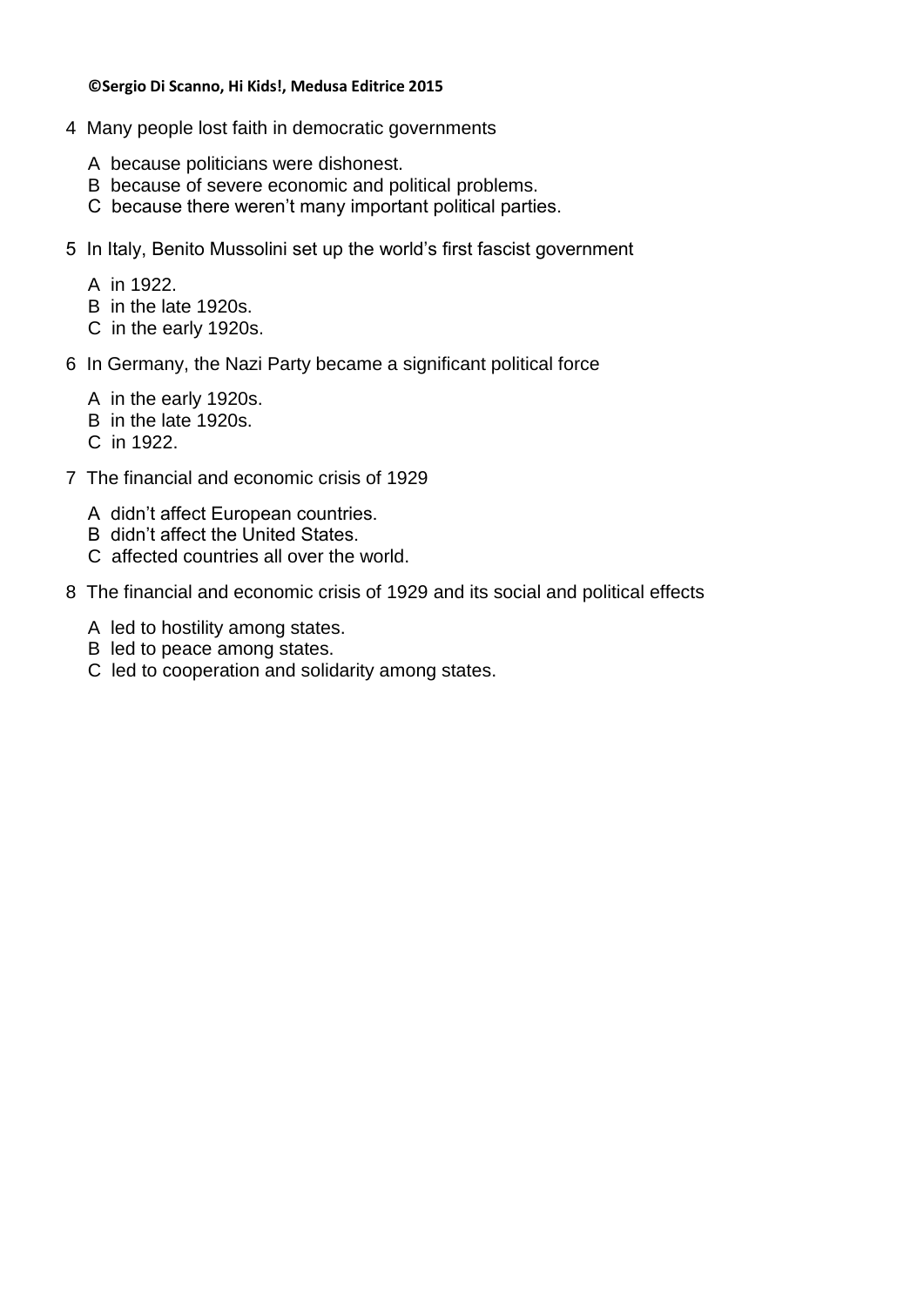**©Sergio Di Scanno, Hi Kids!, Medusa Editrice 2015**

4 Many people lost faith in democratic governments

A because politicians were dishonest.
B because of severe economic and political problems.
C because there weren't many important political parties.

5 In Italy, Benito Mussolini set up the world's first fascist government

A in 1922.
B in the late 1920s.
C in the early 1920s.

6 In Germany, the Nazi Party became a significant political force

A in the early 1920s.
B in the late 1920s.
C in 1922.

7 The financial and economic crisis of 1929

A didn't affect European countries.
B didn't affect the United States.
C affected countries all over the world.

8 The financial and economic crisis of 1929 and its social and political effects

A led to hostility among states.
B led to peace among states.
C led to cooperation and solidarity among states.